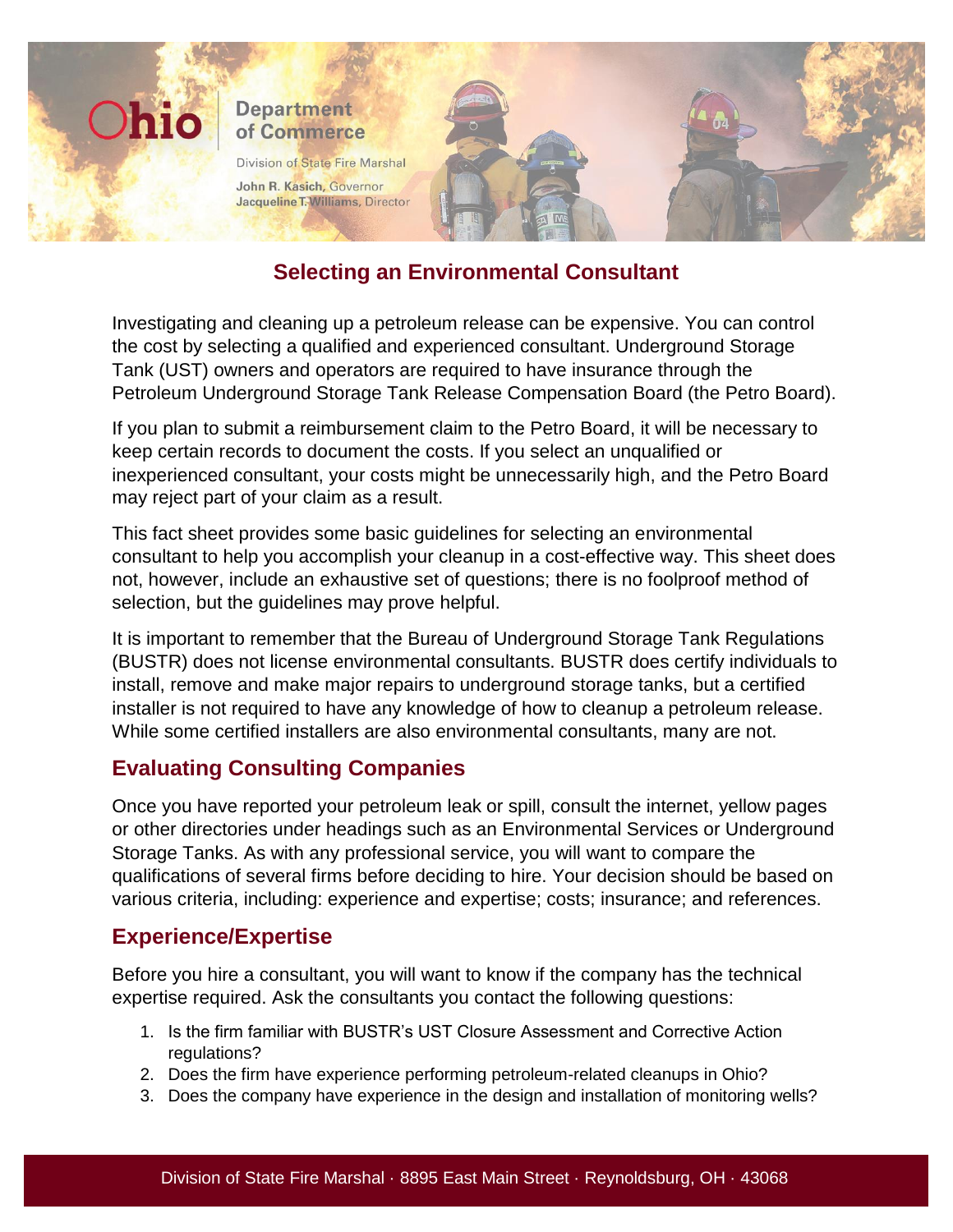Ohio Department of Commerce

Division of State Fire Marshal

John R. Kasich, Governor
Jacqueline T. Williams, Director

# Selecting an Environmental Consultant

Investigating and cleaning up a petroleum release can be expensive. You can control the cost by selecting a qualified and experienced consultant. Underground Storage Tank (UST) owners and operators are required to have insurance through the Petroleum Underground Storage Tank Release Compensation Board (the Petro Board).

If you plan to submit a reimbursement claim to the Petro Board, it will be necessary to keep certain records to document the costs. If you select an unqualified or inexperienced consultant, your costs might be unnecessarily high, and the Petro Board may reject part of your claim as a result.

This fact sheet provides some basic guidelines for selecting an environmental consultant to help you accomplish your cleanup in a cost-effective way. This sheet does not, however, include an exhaustive set of questions; there is no foolproof method of selection, but the guidelines may prove helpful.

It is important to remember that the Bureau of Underground Storage Tank Regulations (BUSTR) does not license environmental consultants. BUSTR does certify individuals to install, remove and make major repairs to underground storage tanks, but a certified installer is not required to have any knowledge of how to cleanup a petroleum release. While some certified installers are also environmental consultants, many are not.

## Evaluating Consulting Companies

Once you have reported your petroleum leak or spill, consult the internet, yellow pages or other directories under headings such as an Environmental Services or Underground Storage Tanks. As with any professional service, you will want to compare the qualifications of several firms before deciding to hire. Your decision should be based on various criteria, including: experience and expertise; costs; insurance; and references.

## Experience/Expertise

Before you hire a consultant, you will want to know if the company has the technical expertise required. Ask the consultants you contact the following questions:

1. Is the firm familiar with BUSTR's UST Closure Assessment and Corrective Action regulations?
2. Does the firm have experience performing petroleum-related cleanups in Ohio?
3. Does the company have experience in the design and installation of monitoring wells?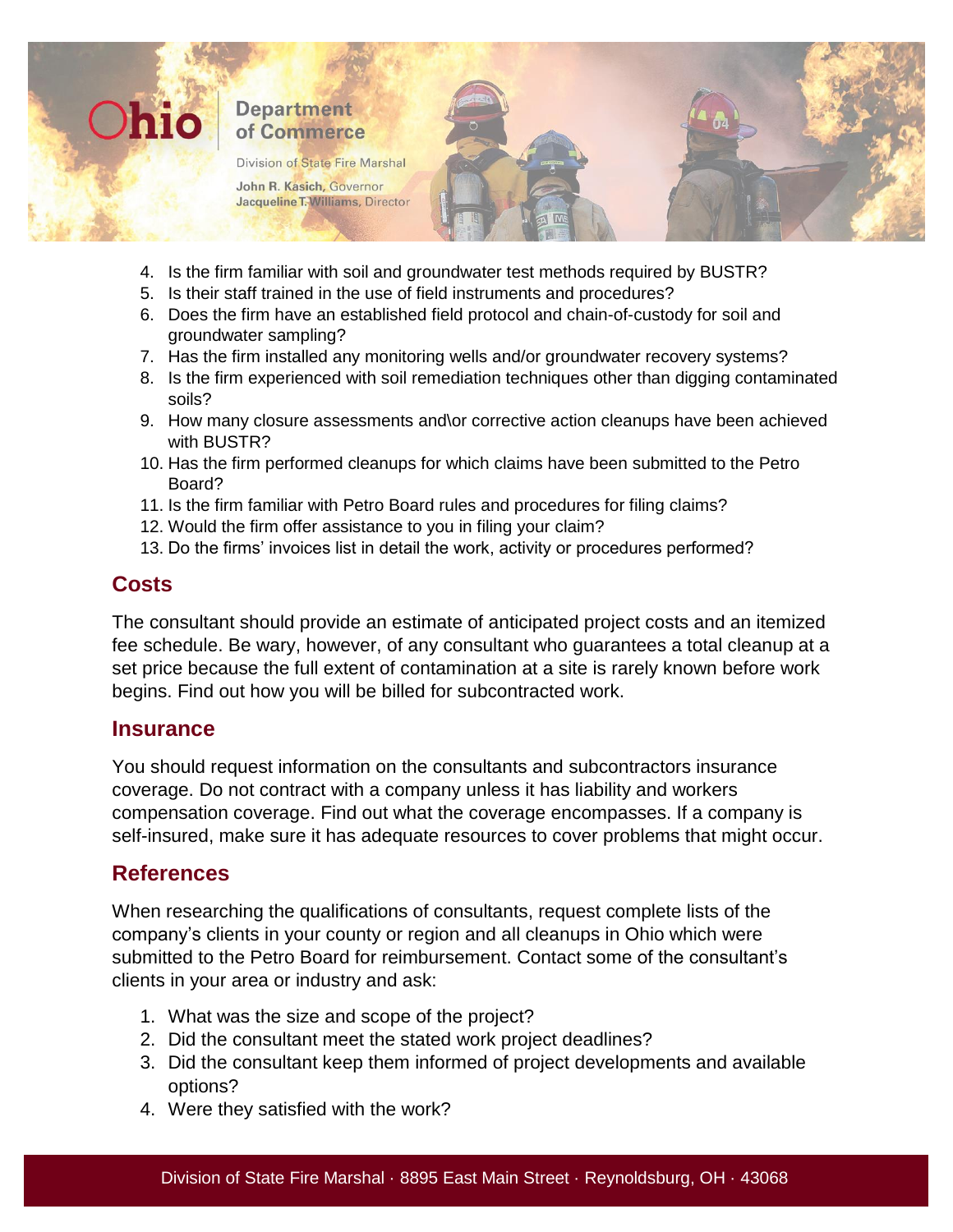4. Is the firm familiar with soil and groundwater test methods required by BUSTR?
5. Is their staff trained in the use of field instruments and procedures?
6. Does the firm have an established field protocol and chain-of-custody for soil and groundwater sampling?
7. Has the firm installed any monitoring wells and/or groundwater recovery systems?
8. Is the firm experienced with soil remediation techniques other than digging contaminated soils?
9. How many closure assessments and\or corrective action cleanups have been achieved with BUSTR?
10. Has the firm performed cleanups for which claims have been submitted to the Petro Board?
11. Is the firm familiar with Petro Board rules and procedures for filing claims?
12. Would the firm offer assistance to you in filing your claim?
13. Do the firms' invoices list in detail the work, activity or procedures performed?

## Costs

The consultant should provide an estimate of anticipated project costs and an itemized fee schedule. Be wary, however, of any consultant who guarantees a total cleanup at a set price because the full extent of contamination at a site is rarely known before work begins. Find out how you will be billed for subcontracted work.

## Insurance

You should request information on the consultants and subcontractors insurance coverage. Do not contract with a company unless it has liability and workers compensation coverage. Find out what the coverage encompasses. If a company is self-insured, make sure it has adequate resources to cover problems that might occur.

## References

When researching the qualifications of consultants, request complete lists of the company's clients in your county or region and all cleanups in Ohio which were submitted to the Petro Board for reimbursement. Contact some of the consultant's clients in your area or industry and ask:

1. What was the size and scope of the project?
2. Did the consultant meet the stated work project deadlines?
3. Did the consultant keep them informed of project developments and available options?
4. Were they satisfied with the work?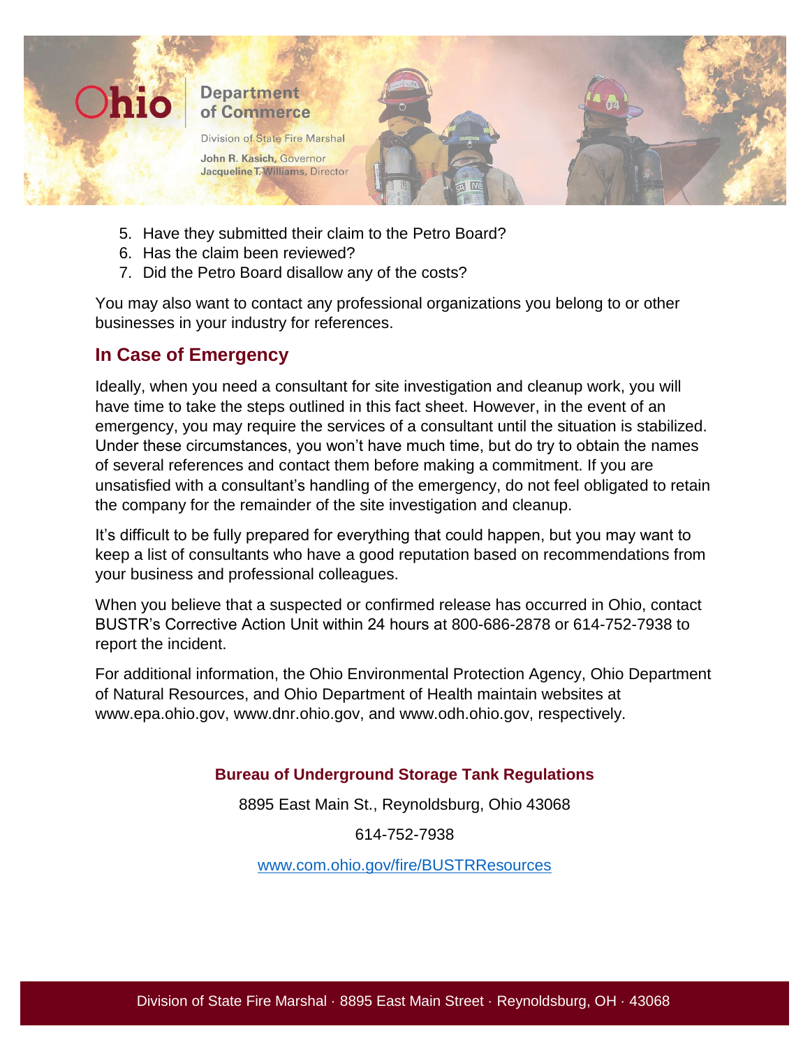5. Have they submitted their claim to the Petro Board?
6. Has the claim been reviewed?
7. Did the Petro Board disallow any of the costs?

You may also want to contact any professional organizations you belong to or other businesses in your industry for references.

## In Case of Emergency

Ideally, when you need a consultant for site investigation and cleanup work, you will have time to take the steps outlined in this fact sheet. However, in the event of an emergency, you may require the services of a consultant until the situation is stabilized. Under these circumstances, you won't have much time, but do try to obtain the names of several references and contact them before making a commitment. If you are unsatisfied with a consultant's handling of the emergency, do not feel obligated to retain the company for the remainder of the site investigation and cleanup.

It's difficult to be fully prepared for everything that could happen, but you may want to keep a list of consultants who have a good reputation based on recommendations from your business and professional colleagues.

When you believe that a suspected or confirmed release has occurred in Ohio, contact BUSTR's Corrective Action Unit within 24 hours at 800-686-2878 or 614-752-7938 to report the incident.

For additional information, the Ohio Environmental Protection Agency, Ohio Department of Natural Resources, and Ohio Department of Health maintain websites at www.epa.ohio.gov, www.dnr.ohio.gov, and www.odh.ohio.gov, respectively.

**Bureau of Underground Storage Tank Regulations**

8895 East Main St., Reynoldsburg, Ohio 43068

614-752-7938

www.com.ohio.gov/fire/BUSTRResources